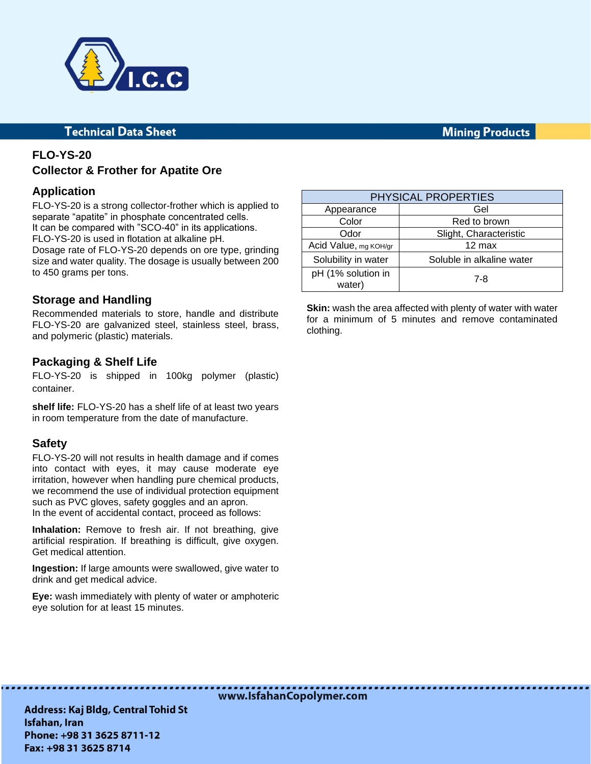**Technical Data Sheet** — **Mining Products**

# FLO-YS-20

## Collector & Frother for Apatite Ore

### Application

FLO-YS-20 is a strong collector-frother which is applied to separate “apatite” in phosphate concentrated cells.
It can be compared with ”SCO-40” in its applications.
FLO-YS-20 is used in flotation at alkaline pH.
Dosage rate of FLO-YS-20 depends on ore type, grinding size and water quality. The dosage is usually between 200 to 450 grams per tons.

### Storage and Handling

Recommended materials to store, handle and distribute FLO-YS-20 are galvanized steel, stainless steel, brass, and polymeric (plastic) materials.

### Packaging & Shelf Life

FLO-YS-20 is shipped in 100kg polymer (plastic) container.

**shelf life:** FLO-YS-20 has a shelf life of at least two years in room temperature from the date of manufacture.

### Safety

FLO-YS-20 will not results in health damage and if comes into contact with eyes, it may cause moderate eye irritation, however when handling pure chemical products, we recommend the use of individual protection equipment such as PVC gloves, safety goggles and an apron.
In the event of accidental contact, proceed as follows:

**Inhalation:** Remove to fresh air. If not breathing, give artificial respiration. If breathing is difficult, give oxygen. Get medical attention.

**Ingestion:** If large amounts were swallowed, give water to drink and get medical advice.

**Eye:** wash immediately with plenty of water or amphoteric eye solution for at least 15 minutes.

**Skin:** wash the area affected with plenty of water with water for a minimum of 5 minutes and remove contaminated clothing.

| PHYSICAL PROPERTIES | |
|---|---|
| Appearance | Gel |
| Color | Red to brown |
| Odor | Slight, Characteristic |
| Acid Value, mg KOH/gr | 12 max |
| Solubility in water | Soluble in alkaline water |
| pH (1% solution in water) | 7-8 |

www.IsfahanCopolymer.com

**Address: Kaj Bldg, Central Tohid St**
**Isfahan, Iran**
**Phone: +98 31 3625 8711-12**
**Fax: +98 31 3625 8714**